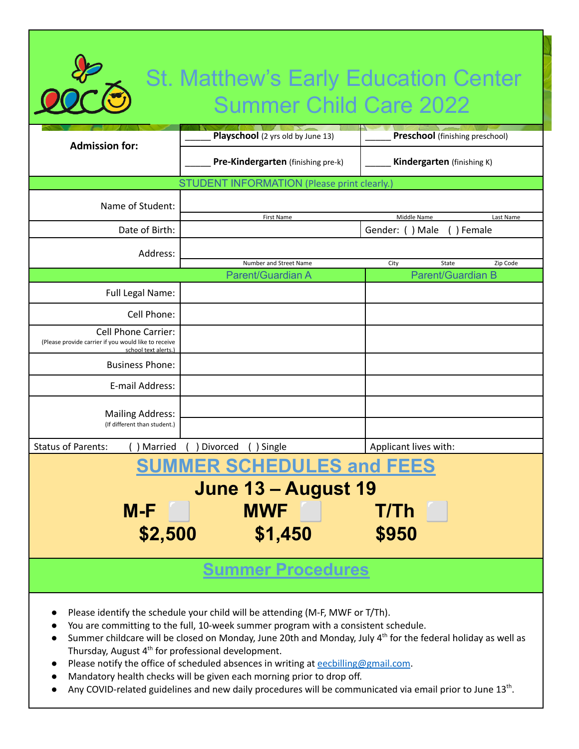# St. Matthew's Early Education Center
# Summer Child Care 2022

| Admission for: | _____ **Playschool** (2 yrs old by June 13) | _____ **Preschool** (finishing preschool) |
|---|---|---|
| | _____ **Pre-Kindergarten** (finishing pre-k) | _____ **Kindergarten** (finishing K) |

**STUDENT INFORMATION** (Please print clearly.)

| | | |
|---|---|---|
| Name of Student: | First Name | Middle Name / Last Name |
| Date of Birth: | | Gender: ( ) Male ( ) Female |
| Address: | Number and Street Name | City / State / Zip Code |

| | Parent/Guardian A | Parent/Guardian B |
|---|---|---|
| Full Legal Name: | | |
| Cell Phone: | | |
| Cell Phone Carrier: (Please provide carrier if you would like to receive school text alerts.) | | |
| Business Phone: | | |
| E-mail Address: | | |
| Mailing Address: (If different than student.) | | |
| Status of Parents: ( ) Married ( ) Divorced ( ) Single | | Applicant lives with: |

## SUMMER SCHEDULES and FEES

### June 13 – August 19

| M-F ☐ | MWF ☐ | T/Th ☐ |
|---|---|---|
| $2,500 | $1,450 | $950 |

## Summer Procedures

- Please identify the schedule your child will be attending (M-F, MWF or T/Th).
- You are committing to the full, 10-week summer program with a consistent schedule.
- Summer childcare will be closed on Monday, June 20th and Monday, July 4th for the federal holiday as well as Thursday, August 4th for professional development.
- Please notify the office of scheduled absences in writing at eecbilling@gmail.com.
- Mandatory health checks will be given each morning prior to drop off.
- Any COVID-related guidelines and new daily procedures will be communicated via email prior to June 13th.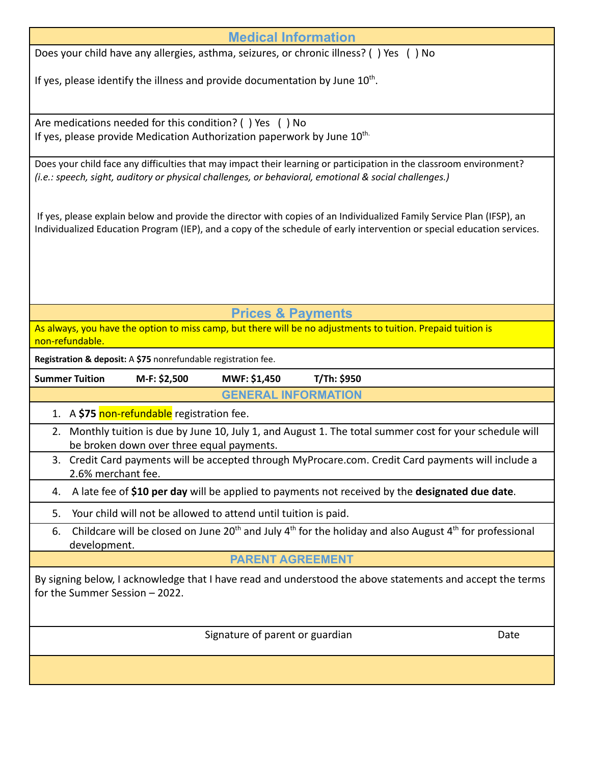## Medical Information

Does your child have any allergies, asthma, seizures, or chronic illness? ( ) Yes ( ) No

If yes, please identify the illness and provide documentation by June 10th.

Are medications needed for this condition? ( ) Yes ( ) No

If yes, please provide Medication Authorization paperwork by June 10th.

Does your child face any difficulties that may impact their learning or participation in the classroom environment? *(i.e.: speech, sight, auditory or physical challenges, or behavioral, emotional & social challenges.)*

If yes, please explain below and provide the director with copies of an Individualized Family Service Plan (IFSP), an Individualized Education Program (IEP), and a copy of the schedule of early intervention or special education services.

## Prices & Payments

As always, you have the option to miss camp, but there will be no adjustments to tuition. Prepaid tuition is non-refundable.

**Registration & deposit:** A **$75** nonrefundable registration fee.

**Summer Tuition** **M-F: $2,500** **MWF: $1,450** **T/Th: $950**

## GENERAL INFORMATION

1. A **$75** non-refundable registration fee.
2. Monthly tuition is due by June 10, July 1, and August 1. The total summer cost for your schedule will be broken down over three equal payments.
3. Credit Card payments will be accepted through MyProcare.com. Credit Card payments will include a 2.6% merchant fee.
4. A late fee of **$10 per day** will be applied to payments not received by the **designated due date**.
5. Your child will not be allowed to attend until tuition is paid.
6. Childcare will be closed on June 20th and July 4th for the holiday and also August 4th for professional development.

## PARENT AGREEMENT

By signing below, I acknowledge that I have read and understood the above statements and accept the terms for the Summer Session – 2022.

Signature of parent or guardian Date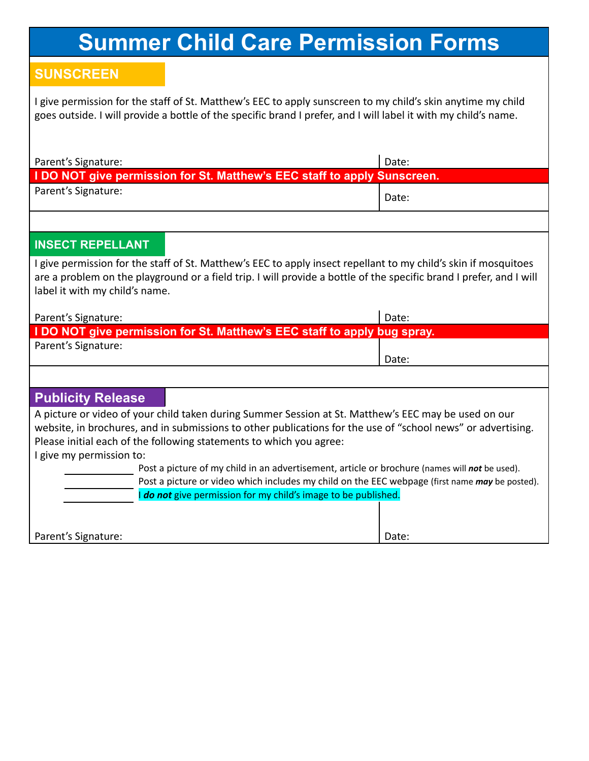# Summer Child Care Permission Forms

## SUNSCREEN

I give permission for the staff of St. Matthew's EEC to apply sunscreen to my child's skin anytime my child goes outside. I will provide a bottle of the specific brand I prefer, and I will label it with my child's name.

Parent's Signature: Date:

**I DO NOT give permission for St. Matthew's EEC staff to apply Sunscreen.**

Parent's Signature: Date:

## INSECT REPELLANT

I give permission for the staff of St. Matthew's EEC to apply insect repellant to my child's skin if mosquitoes are a problem on the playground or a field trip. I will provide a bottle of the specific brand I prefer, and I will label it with my child's name.

Parent's Signature: Date:

**I DO NOT give permission for St. Matthew's EEC staff to apply bug spray.**

Parent's Signature: Date:

## Publicity Release

A picture or video of your child taken during Summer Session at St. Matthew's EEC may be used on our website, in brochures, and in submissions to other publications for the use of "school news" or advertising. Please initial each of the following statements to which you agree:

I give my permission to:

- ____________ Post a picture of my child in an advertisement, article or brochure (names will ***not*** be used).
- ____________ Post a picture or video which includes my child on the EEC webpage (first name ***may*** be posted).
- ____________ I ***do not*** give permission for my child's image to be published.

Parent's Signature: Date: